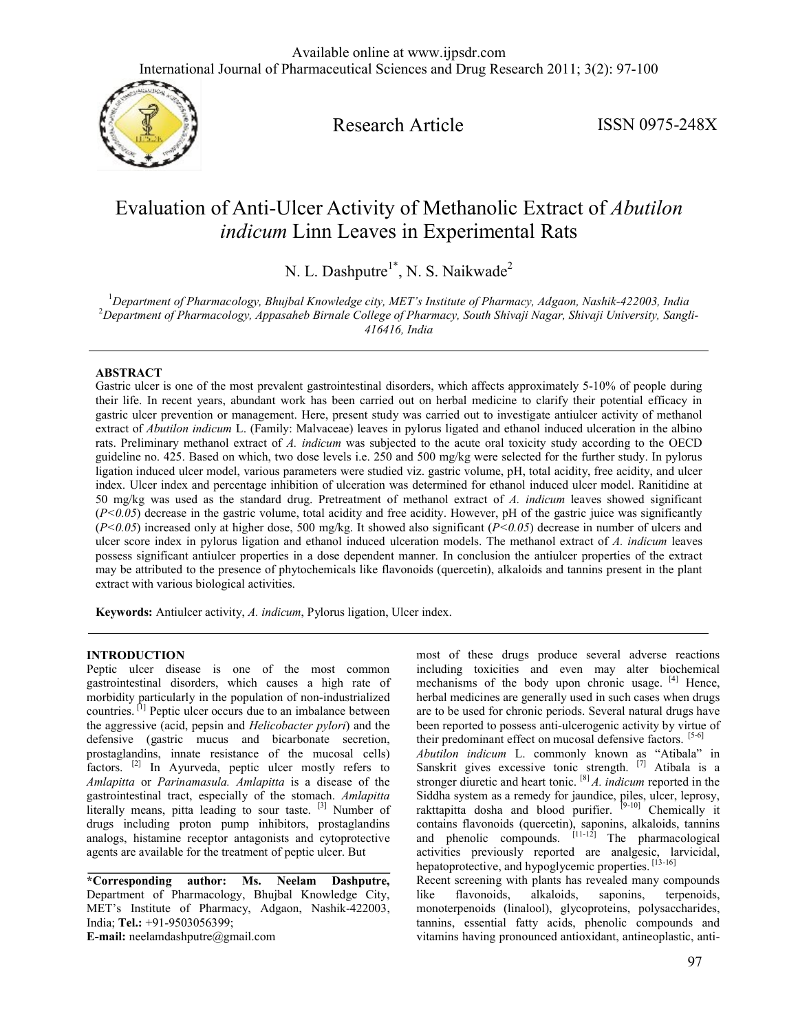Research Article

ISSN 0975-248X

# Evaluation of Anti-Ulcer Activity of Methanolic Extract of *Abutilon indicum* Linn Leaves in Experimental Rats

N. L. Dashputre[1*], N. S. Naikwade[2]

[1]*Department of Pharmacology, Bhujbal Knowledge city, MET's Institute of Pharmacy, Adgaon, Nashik-422003, India*
[2]*Department of Pharmacology, Appasaheb Birnale College of Pharmacy, South Shivaji Nagar, Shivaji University, Sangli-416416, India*

## ABSTRACT

Gastric ulcer is one of the most prevalent gastrointestinal disorders, which affects approximately 5-10% of people during their life. In recent years, abundant work has been carried out on herbal medicine to clarify their potential efficacy in gastric ulcer prevention or management. Here, present study was carried out to investigate antiulcer activity of methanol extract of *Abutilon indicum* L. (Family: Malvaceae) leaves in pylorus ligated and ethanol induced ulceration in the albino rats. Preliminary methanol extract of *A. indicum* was subjected to the acute oral toxicity study according to the OECD guideline no. 425. Based on which, two dose levels i.e. 250 and 500 mg/kg were selected for the further study. In pylorus ligation induced ulcer model, various parameters were studied viz. gastric volume, pH, total acidity, free acidity, and ulcer index. Ulcer index and percentage inhibition of ulceration was determined for ethanol induced ulcer model. Ranitidine at 50 mg/kg was used as the standard drug. Pretreatment of methanol extract of *A. indicum* leaves showed significant ($P<0.05$) decrease in the gastric volume, total acidity and free acidity. However, pH of the gastric juice was significantly ($P<0.05$) increased only at higher dose, 500 mg/kg. It showed also significant ($P<0.05$) decrease in number of ulcers and ulcer score index in pylorus ligation and ethanol induced ulceration models. The methanol extract of *A. indicum* leaves possess significant antiulcer properties in a dose dependent manner. In conclusion the antiulcer properties of the extract may be attributed to the presence of phytochemicals like flavonoids (quercetin), alkaloids and tannins present in the plant extract with various biological activities.

**Keywords:** Antiulcer activity, *A. indicum*, Pylorus ligation, Ulcer index.

## INTRODUCTION

Peptic ulcer disease is one of the most common gastrointestinal disorders, which causes a high rate of morbidity particularly in the population of non-industrialized countries. [1] Peptic ulcer occurs due to an imbalance between the aggressive (acid, pepsin and *Helicobacter pylori*) and the defensive (gastric mucus and bicarbonate secretion, prostaglandins, innate resistance of the mucosal cells) factors. [2] In Ayurveda, peptic ulcer mostly refers to *Amlapitta* or *Parinamasula. Amlapitta* is a disease of the gastrointestinal tract, especially of the stomach. *Amlapitta* literally means, pitta leading to sour taste. [3] Number of drugs including proton pump inhibitors, prostaglandins analogs, histamine receptor antagonists and cytoprotective agents are available for the treatment of peptic ulcer. But most of these drugs produce several adverse reactions including toxicities and even may alter biochemical mechanisms of the body upon chronic usage. [4] Hence, herbal medicines are generally used in such cases when drugs are to be used for chronic periods. Several natural drugs have been reported to possess anti-ulcerogenic activity by virtue of their predominant effect on mucosal defensive factors. [5-6]

*Abutilon indicum* L. commonly known as "Atibala" in Sanskrit gives excessive tonic strength. [7] Atibala is a stronger diuretic and heart tonic. [8] *A. indicum* reported in the Siddha system as a remedy for jaundice, piles, ulcer, leprosy, rakttapitta dosha and blood purifier. [9-10] Chemically it contains flavonoids (quercetin), saponins, alkaloids, tannins and phenolic compounds. [11-12] The pharmacological activities previously reported are analgesic, larvicidal, hepatoprotective, and hypoglycemic properties. [13-16]

Recent screening with plants has revealed many compounds like flavonoids, alkaloids, saponins, terpenoids, monoterpenoids (linalool), glycoproteins, polysaccharides, tannins, essential fatty acids, phenolic compounds and vitamins having pronounced antioxidant, antineoplastic, anti-

**\*Corresponding author: Ms. Neelam Dashputre,** Department of Pharmacology, Bhujbal Knowledge City, MET's Institute of Pharmacy, Adgaon, Nashik-422003, India; **Tel.:** +91-9503056399;
**E-mail:** neelamdashputre@gmail.com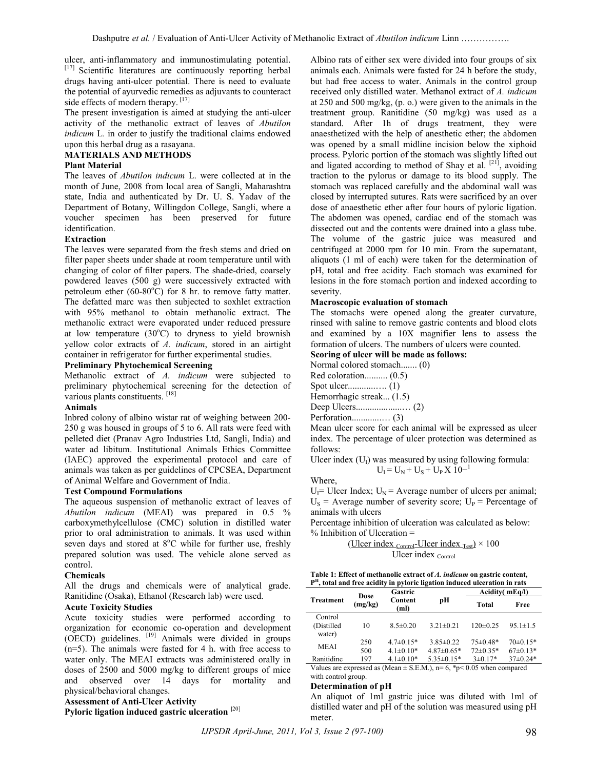ulcer, anti-inflammatory and immunostimulating potential. [17] Scientific literatures are continuously reporting herbal drugs having anti-ulcer potential. There is need to evaluate the potential of ayurvedic remedies as adjuvants to counteract side effects of modern therapy. [17]

The present investigation is aimed at studying the anti-ulcer activity of the methanolic extract of leaves of *Abutilon indicum* L. in order to justify the traditional claims endowed upon this herbal drug as a rasayana.

## MATERIALS AND METHODS

### Plant Material

The leaves of *Abutilon indicum* L. were collected at in the month of June, 2008 from local area of Sangli, Maharashtra state, India and authenticated by Dr. U. S. Yadav of the Department of Botany, Willingdon College, Sangli, where a voucher specimen has been preserved for future identification.

### Extraction

The leaves were separated from the fresh stems and dried on filter paper sheets under shade at room temperature until with changing of color of filter papers. The shade-dried, coarsely powdered leaves (500 g) were successively extracted with petroleum ether (60-80°C) for 8 hr. to remove fatty matter. The defatted marc was then subjected to soxhlet extraction with 95% methanol to obtain methanolic extract. The methanolic extract were evaporated under reduced pressure at low temperature (30°C) to dryness to yield brownish yellow color extracts of *A. indicum*, stored in an airtight container in refrigerator for further experimental studies.

### Preliminary Phytochemical Screening

Methanolic extract of *A. indicum* were subjected to preliminary phytochemical screening for the detection of various plants constituents. [18]

### Animals

Inbred colony of albino wistar rat of weighing between 200-250 g was housed in groups of 5 to 6. All rats were feed with pelleted diet (Pranav Agro Industries Ltd, Sangli, India) and water ad libitum. Institutional Animals Ethics Committee (IAEC) approved the experimental protocol and care of animals was taken as per guidelines of CPCSEA, Department of Animal Welfare and Government of India.

### Test Compound Formulations

The aqueous suspension of methanolic extract of leaves of *Abutilon indicum* (MEAI) was prepared in 0.5 % carboxymethylcellulose (CMC) solution in distilled water prior to oral administration to animals. It was used within seven days and stored at 8°C while for further use, freshly prepared solution was used. The vehicle alone served as control.

### Chemicals

All the drugs and chemicals were of analytical grade. Ranitidine (Osaka), Ethanol (Research lab) were used.

### Acute Toxicity Studies

Acute toxicity studies were performed according to organization for economic co-operation and development (OECD) guidelines. [19] Animals were divided in groups (n=5). The animals were fasted for 4 h. with free access to water only. The MEAI extracts was administered orally in doses of 2500 and 5000 mg/kg to different groups of mice and observed over 14 days for mortality and physical/behavioral changes.

### Assessment of Anti-Ulcer Activity

**Pyloric ligation induced gastric ulceration [20]**

Albino rats of either sex were divided into four groups of six animals each. Animals were fasted for 24 h before the study, but had free access to water. Animals in the control group received only distilled water. Methanol extract of *A. indicum* at 250 and 500 mg/kg, (p. o.) were given to the animals in the treatment group. Ranitidine (50 mg/kg) was used as a standard. After 1h of drugs treatment, they were anaesthetized with the help of anesthetic ether; the abdomen was opened by a small midline incision below the xiphoid process. Pyloric portion of the stomach was slightly lifted out and ligated according to method of Shay et al. [21], avoiding traction to the pylorus or damage to its blood supply. The stomach was replaced carefully and the abdominal wall was closed by interrupted sutures. Rats were sacrificed by an over dose of anaesthetic ether after four hours of pyloric ligation. The abdomen was opened, cardiac end of the stomach was dissected out and the contents were drained into a glass tube. The volume of the gastric juice was measured and centrifuged at 2000 rpm for 10 min. From the supernatant, aliquots (1 ml of each) were taken for the determination of pH, total and free acidity. Each stomach was examined for lesions in the fore stomach portion and indexed according to severity.

### Macroscopic evaluation of stomach

The stomachs were opened along the greater curvature, rinsed with saline to remove gastric contents and blood clots and examined by a 10X magnifier lens to assess the formation of ulcers. The numbers of ulcers were counted.

**Scoring of ulcer will be made as follows:**

Normal colored stomach....... (0)
Red coloration.......... (0.5)
Spot ulcer............…. (1)
Hemorrhagic streak... (1.5)
Deep Ulcers......................… (2)
Perforation.............… (3)

Mean ulcer score for each animal will be expressed as ulcer index. The percentage of ulcer protection was determined as follows:

Ulcer index ($U_I$) was measured by using following formula:

$$U_I = U_N + U_S + U_P \times 10^{-1}$$

Where,

$U_I$ = Ulcer Index; $U_N$ = Average number of ulcers per animal; $U_S$ = Average number of severity score; $U_P$ = Percentage of animals with ulcers

Percentage inhibition of ulceration was calculated as below:

% Inhibition of Ulceration =

$$\frac{(\text{Ulcer index}_{\text{Control}} - \text{Ulcer index}_{\text{Test}}) \times 100}{\text{Ulcer index}_{\text{Control}}}$$

**Table 1: Effect of methanolic extract of *A. indicum* on gastric content, $P^H$, total and free acidity in pyloric ligation induced ulceration in rats**

| Treatment | Dose (mg/kg) | Gastric Content (ml) | pH | Acidity( mEq/l) | |
|---|---|---|---|---|---|
| | | | | Total | Free |
| Control (Distilled water) | 10 | 8.5±0.20 | 3.21±0.21 | 120±0.25 | 95.1±1.5 |
| MEAI | 250 | 4.7±0.15* | 3.85±0.22 | 75±0.48* | 70±0.15* |
| | 500 | 4.1±0.10* | 4.87±0.65* | 72±0.35* | 67±0.13* |
| Ranitidine | 197 | 4.1±0.10* | 5.35±0.15* | 3±0.17* | 37±0.24* |

Values are expressed as (Mean ± S.E.M.), n= 6, *$p< 0.05$ when compared with control group.

### Determination of pH

An aliquot of 1ml gastric juice was diluted with 1ml of distilled water and pH of the solution was measured using pH meter.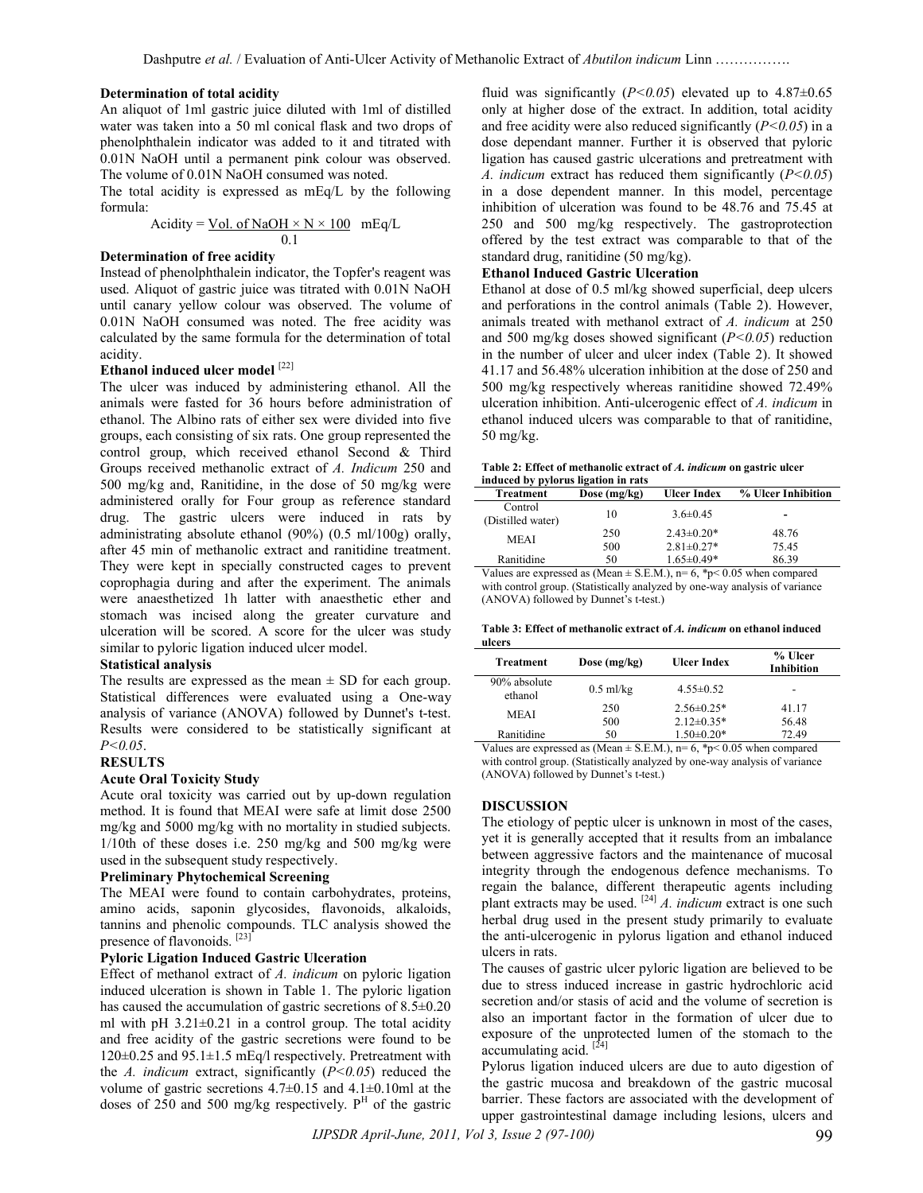**Determination of total acidity**

An aliquot of 1ml gastric juice diluted with 1ml of distilled water was taken into a 50 ml conical flask and two drops of phenolphthalein indicator was added to it and titrated with 0.01N NaOH until a permanent pink colour was observed. The volume of 0.01N NaOH consumed was noted.

The total acidity is expressed as mEq/L by the following formula:

$$\text{Acidity} = \frac{\text{Vol. of NaOH} \times N \times 100}{0.1} \text{ mEq/L}$$

**Determination of free acidity**

Instead of phenolphthalein indicator, the Topfer's reagent was used. Aliquot of gastric juice was titrated with 0.01N NaOH until canary yellow colour was observed. The volume of 0.01N NaOH consumed was noted. The free acidity was calculated by the same formula for the determination of total acidity.

**Ethanol induced ulcer model** [22]

The ulcer was induced by administering ethanol. All the animals were fasted for 36 hours before administration of ethanol. The Albino rats of either sex were divided into five groups, each consisting of six rats. One group represented the control group, which received ethanol Second & Third Groups received methanolic extract of *A. Indicum* 250 and 500 mg/kg and, Ranitidine, in the dose of 50 mg/kg were administered orally for Four group as reference standard drug. The gastric ulcers were induced in rats by administrating absolute ethanol (90%) (0.5 ml/100g) orally, after 45 min of methanolic extract and ranitidine treatment. They were kept in specially constructed cages to prevent coprophagia during and after the experiment. The animals were anaesthetized 1h latter with anaesthetic ether and stomach was incised along the greater curvature and ulceration will be scored. A score for the ulcer was study similar to pyloric ligation induced ulcer model.

**Statistical analysis**

The results are expressed as the mean ± SD for each group. Statistical differences were evaluated using a One-way analysis of variance (ANOVA) followed by Dunnet's t-test. Results were considered to be statistically significant at $P<0.05$.

## RESULTS

**Acute Oral Toxicity Study**

Acute oral toxicity was carried out by up-down regulation method. It is found that MEAI were safe at limit dose 2500 mg/kg and 5000 mg/kg with no mortality in studied subjects. 1/10th of these doses i.e. 250 mg/kg and 500 mg/kg were used in the subsequent study respectively.

**Preliminary Phytochemical Screening**

The MEAI were found to contain carbohydrates, proteins, amino acids, saponin glycosides, flavonoids, alkaloids, tannins and phenolic compounds. TLC analysis showed the presence of flavonoids. [23]

**Pyloric Ligation Induced Gastric Ulceration**

Effect of methanol extract of *A. indicum* on pyloric ligation induced ulceration is shown in Table 1. The pyloric ligation has caused the accumulation of gastric secretions of 8.5±0.20 ml with pH 3.21±0.21 in a control group. The total acidity and free acidity of the gastric secretions were found to be 120±0.25 and 95.1±1.5 mEq/l respectively. Pretreatment with the *A. indicum* extract, significantly ($P<0.05$) reduced the volume of gastric secretions 4.7±0.15 and 4.1±0.10ml at the doses of 250 and 500 mg/kg respectively. $P^H$ of the gastric fluid was significantly ($P<0.05$) elevated up to 4.87±0.65 only at higher dose of the extract. In addition, total acidity and free acidity were also reduced significantly ($P<0.05$) in a dose dependant manner. Further it is observed that pyloric ligation has caused gastric ulcerations and pretreatment with *A. indicum* extract has reduced them significantly ($P<0.05$) in a dose dependent manner. In this model, percentage inhibition of ulceration was found to be 48.76 and 75.45 at 250 and 500 mg/kg respectively. The gastroprotection offered by the test extract was comparable to that of the standard drug, ranitidine (50 mg/kg).

**Ethanol Induced Gastric Ulceration**

Ethanol at dose of 0.5 ml/kg showed superficial, deep ulcers and perforations in the control animals (Table 2). However, animals treated with methanol extract of *A. indicum* at 250 and 500 mg/kg doses showed significant ($P<0.05$) reduction in the number of ulcer and ulcer index (Table 2). It showed 41.17 and 56.48% ulceration inhibition at the dose of 250 and 500 mg/kg respectively whereas ranitidine showed 72.49% ulceration inhibition. Anti-ulcerogenic effect of *A. indicum* in ethanol induced ulcers was comparable to that of ranitidine, 50 mg/kg.

**Table 2: Effect of methanolic extract of *A. indicum* on gastric ulcer induced by pylorus ligation in rats**

| Treatment | Dose (mg/kg) | Ulcer Index | % Ulcer Inhibition |
|---|---|---|---|
| Control (Distilled water) | 10 | 3.6±0.45 | - |
| MEAI | 250 | 2.43±0.20* | 48.76 |
| | 500 | 2.81±0.27* | 75.45 |
| Ranitidine | 50 | 1.65±0.49* | 86.39 |

Values are expressed as (Mean ± S.E.M.), n= 6, *p< 0.05 when compared with control group. (Statistically analyzed by one-way analysis of variance (ANOVA) followed by Dunnet's t-test.)

**Table 3: Effect of methanolic extract of *A. indicum* on ethanol induced ulcers**

| Treatment | Dose (mg/kg) | Ulcer Index | % Ulcer Inhibition |
|---|---|---|---|
| 90% absolute ethanol | 0.5 ml/kg | 4.55±0.52 | - |
| MEAI | 250 | 2.56±0.25* | 41.17 |
| | 500 | 2.12±0.35* | 56.48 |
| Ranitidine | 50 | 1.50±0.20* | 72.49 |

Values are expressed as (Mean ± S.E.M.), n= 6, *p< 0.05 when compared with control group. (Statistically analyzed by one-way analysis of variance (ANOVA) followed by Dunnet's t-test.)

## DISCUSSION

The etiology of peptic ulcer is unknown in most of the cases, yet it is generally accepted that it results from an imbalance between aggressive factors and the maintenance of mucosal integrity through the endogenous defence mechanisms. To regain the balance, different therapeutic agents including plant extracts may be used. [24] *A. indicum* extract is one such herbal drug used in the present study primarily to evaluate the anti-ulcerogenic in pylorus ligation and ethanol induced ulcers in rats.

The causes of gastric ulcer pyloric ligation are believed to be due to stress induced increase in gastric hydrochloric acid secretion and/or stasis of acid and the volume of secretion is also an important factor in the formation of ulcer due to exposure of the unprotected lumen of the stomach to the accumulating acid. [24]

Pylorus ligation induced ulcers are due to auto digestion of the gastric mucosa and breakdown of the gastric mucosal barrier. These factors are associated with the development of upper gastrointestinal damage including lesions, ulcers and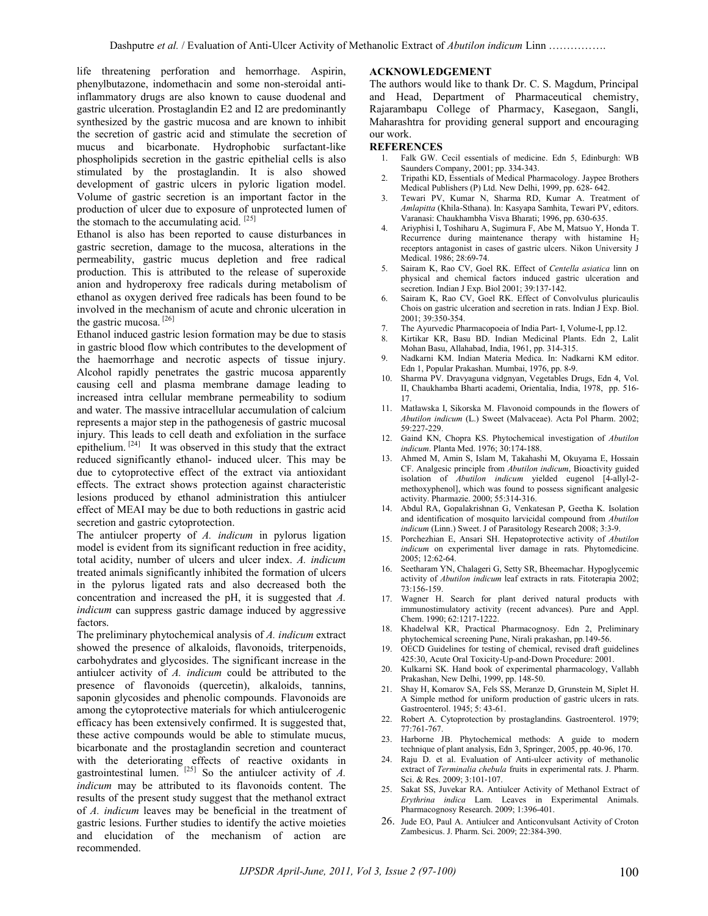life threatening perforation and hemorrhage. Aspirin, phenylbutazone, indomethacin and some non-steroidal anti-inflammatory drugs are also known to cause duodenal and gastric ulceration. Prostaglandin E2 and I2 are predominantly synthesized by the gastric mucosa and are known to inhibit the secretion of gastric acid and stimulate the secretion of mucus and bicarbonate. Hydrophobic surfactant-like phospholipids secretion in the gastric epithelial cells is also stimulated by the prostaglandin. It is also showed development of gastric ulcers in pyloric ligation model. Volume of gastric secretion is an important factor in the production of ulcer due to exposure of unprotected lumen of the stomach to the accumulating acid. [25]

Ethanol is also has been reported to cause disturbances in gastric secretion, damage to the mucosa, alterations in the permeability, gastric mucus depletion and free radical production. This is attributed to the release of superoxide anion and hydroperoxy free radicals during metabolism of ethanol as oxygen derived free radicals has been found to be involved in the mechanism of acute and chronic ulceration in the gastric mucosa. [26]

Ethanol induced gastric lesion formation may be due to stasis in gastric blood flow which contributes to the development of the haemorrhage and necrotic aspects of tissue injury. Alcohol rapidly penetrates the gastric mucosa apparently causing cell and plasma membrane damage leading to increased intra cellular membrane permeability to sodium and water. The massive intracellular accumulation of calcium represents a major step in the pathogenesis of gastric mucosal injury. This leads to cell death and exfoliation in the surface epithelium. [24] It was observed in this study that the extract reduced significantly ethanol- induced ulcer. This may be due to cytoprotective effect of the extract via antioxidant effects. The extract shows protection against characteristic lesions produced by ethanol administration this antiulcer effect of MEAI may be due to both reductions in gastric acid secretion and gastric cytoprotection.

The antiulcer property of *A. indicum* in pylorus ligation model is evident from its significant reduction in free acidity, total acidity, number of ulcers and ulcer index. *A. indicum* treated animals significantly inhibited the formation of ulcers in the pylorus ligated rats and also decreased both the concentration and increased the pH, it is suggested that *A. indicum* can suppress gastric damage induced by aggressive factors.

The preliminary phytochemical analysis of *A. indicum* extract showed the presence of alkaloids, flavonoids, triterpenoids, carbohydrates and glycosides. The significant increase in the antiulcer activity of *A. indicum* could be attributed to the presence of flavonoids (quercetin), alkaloids, tannins, saponin glycosides and phenolic compounds. Flavonoids are among the cytoprotective materials for which antiulcerogenic efficacy has been extensively confirmed. It is suggested that, these active compounds would be able to stimulate mucus, bicarbonate and the prostaglandin secretion and counteract with the deteriorating effects of reactive oxidants in gastrointestinal lumen. [25] So the antiulcer activity of *A. indicum* may be attributed to its flavonoids content. The results of the present study suggest that the methanol extract of *A. indicum* leaves may be beneficial in the treatment of gastric lesions. Further studies to identify the active moieties and elucidation of the mechanism of action are recommended.

## ACKNOWLEDGEMENT

The authors would like to thank Dr. C. S. Magdum, Principal and Head, Department of Pharmaceutical chemistry, Rajarambapu College of Pharmacy, Kasegaon, Sangli, Maharashtra for providing general support and encouraging our work.

## REFERENCES

1. Falk GW. Cecil essentials of medicine. Edn 5, Edinburgh: WB Saunders Company, 2001; pp. 334-343.
2. Tripathi KD, Essentials of Medical Pharmacology. Jaypee Brothers Medical Publishers (P) Ltd. New Delhi, 1999, pp. 628- 642.
3. Tewari PV, Kumar N, Sharma RD, Kumar A. Treatment of *Amlapitta* (Khila-Sthana). In: Kasyapa Samhita, Tewari PV, editors. Varanasi: Chaukhambha Visva Bharati; 1996, pp. 630-635.
4. Ariyphisi I, Toshiharu A, Sugimura F, Abe M, Matsuo Y, Honda T. Recurrence during maintenance therapy with histamine $H_2$ receptors antagonist in cases of gastric ulcers. Nikon University J Medical. 1986; 28:69-74.
5. Sairam K, Rao CV, Goel RK. Effect of *Centella asiatica* linn on physical and chemical factors induced gastric ulceration and secretion. Indian J Exp. Biol 2001; 39:137-142.
6. Sairam K, Rao CV, Goel RK. Effect of Convolvulus pluricaulis Chois on gastric ulceration and secretion in rats. Indian J Exp. Biol. 2001; 39:350-354.
7. The Ayurvedic Pharmacopoeia of India Part- I, Volume-I, pp.12.
8. Kirtikar KR, Basu BD. Indian Medicinal Plants. Edn 2, Lalit Mohan Basu, Allahabad, India, 1961, pp. 314-315.
9. Nadkarni KM. Indian Materia Medica. In: Nadkarni KM editor. Edn 1, Popular Prakashan. Mumbai, 1976, pp. 8-9.
10. Sharma PV. Dravyaguna vidgnyan, Vegetables Drugs, Edn 4, Vol. II, Chaukhamba Bharti academi, Orientalia, India, 1978, pp. 516-17.
11. Matławska I, Sikorska M. Flavonoid compounds in the flowers of *Abutilon indicum* (L.) Sweet (Malvaceae). Acta Pol Pharm. 2002; 59:227-229.
12. Gaind KN, Chopra KS. Phytochemical investigation of *Abutilon indicum*. Planta Med. 1976; 30:174-188.
13. Ahmed M, Amin S, Islam M, Takahashi M, Okuyama E, Hossain CF. Analgesic principle from *Abutilon indicum*, Bioactivity guided isolation of *Abutilon indicum* yielded eugenol [4-allyl-2-methoxyphenol], which was found to possess significant analgesic activity. Pharmazie. 2000; 55:314-316.
14. Abdul RA, Gopalakrishnan G, Venkatesan P, Geetha K. Isolation and identification of mosquito larvicidal compound from *Abutilon indicum* (Linn.) Sweet. J of Parasitology Research 2008; 3:3-9.
15. Porchezhian E, Ansari SH. Hepatoprotective activity of *Abutilon indicum* on experimental liver damage in rats. Phytomedicine. 2005; 12:62-64.
16. Seetharam YN, Chalageri G, Setty SR, Bheemachar. Hypoglycemic activity of *Abutilon indicum* leaf extracts in rats. Fitoterapia 2002; 73:156-159.
17. Wagner H. Search for plant derived natural products with immunostimulatory activity (recent advances). Pure and Appl. Chem. 1990; 62:1217-1222.
18. Khadelwal KR, Practical Pharmacognosy. Edn 2, Preliminary phytochemical screening Pune, Nirali prakashan, pp.149-56.
19. OECD Guidelines for testing of chemical, revised draft guidelines 425:30, Acute Oral Toxicity-Up-and-Down Procedure: 2001.
20. Kulkarni SK. Hand book of experimental pharmacology, Vallabh Prakashan, New Delhi, 1999, pp. 148-50.
21. Shay H, Komarov SA, Fels SS, Meranze D, Grunstein M, Siplet H. A Simple method for uniform production of gastric ulcers in rats. Gastroenterol. 1945; 5: 43-61.
22. Robert A. Cytoprotection by prostaglandins. Gastroenterol. 1979; 77:761-767.
23. Harborne JB. Phytochemical methods: A guide to modern technique of plant analysis, Edn 3, Springer, 2005, pp. 40-96, 170.
24. Raju D. et al. Evaluation of Anti-ulcer activity of methanolic extract of *Terminalia chebula* fruits in experimental rats. J. Pharm. Sci. & Res. 2009; 3:101-107.
25. Sakat SS, Juvekar RA. Antiulcer Activity of Methanol Extract of *Erythrina indica* Lam. Leaves in Experimental Animals. Pharmacognosy Research. 2009; 1:396-401.
26. Jude EO, Paul A. Antiulcer and Anticonvulsant Activity of Croton Zambesicus. J. Pharm. Sci. 2009; 22:384-390.